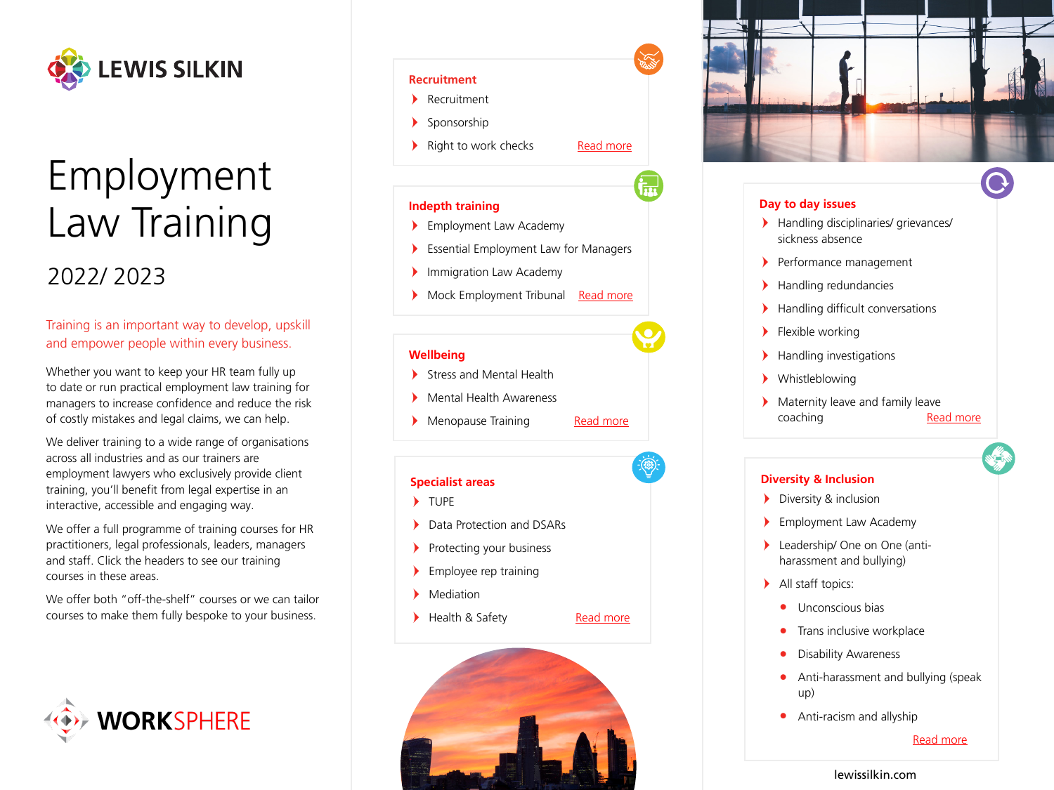LEWIS SILKIN

# Employment Law Training

## 2022/ 2023

Training is an important way to develop, upskill and empower people within every business.

Whether you want to keep your HR team fully up to date or run practical employment law training for managers to increase confidence and reduce the risk of costly mistakes and legal claims, we can help.

We deliver training to a wide range of organisations across all industries and as our trainers are employment lawyers who exclusively provide client training, you'll benefit from legal expertise in an interactive, accessible and engaging way.

We offer a full programme of training courses for HR practitioners, legal professionals, leaders, managers and staff. Click the headers to see our training courses in these areas.

We offer both "off-the-shelf" courses or we can tailor courses to make them fully bespoke to your business.

WORKSPHERE

### Recruitment

- Recruitment
- Sponsorship
- Right to work checks

Read more

### Indepth training

- Employment Law Academy
- Essential Employment Law for Managers
- Immigration Law Academy
- Mock Employment Tribunal

Read more

### Wellbeing

- Stress and Mental Health
- Mental Health Awareness
- Menopause Training

Read more

### Specialist areas

- TUPE
- Data Protection and DSARs
- Protecting your business
- Employee rep training
- Mediation
- Health & Safety

Read more

### Day to day issues

- Handling disciplinaries/ grievances/ sickness absence
- Performance management
- Handling redundancies
- Handling difficult conversations
- Flexible working
- Handling investigations
- Whistleblowing
- Maternity leave and family leave coaching

Read more

### Diversity & Inclusion

- Diversity & inclusion
- Employment Law Academy
- Leadership/ One on One (anti-harassment and bullying)
- All staff topics:
  - Unconscious bias
  - Trans inclusive workplace
  - Disability Awareness
  - Anti-harassment and bullying (speak up)
  - Anti-racism and allyship

Read more

lewissilkin.com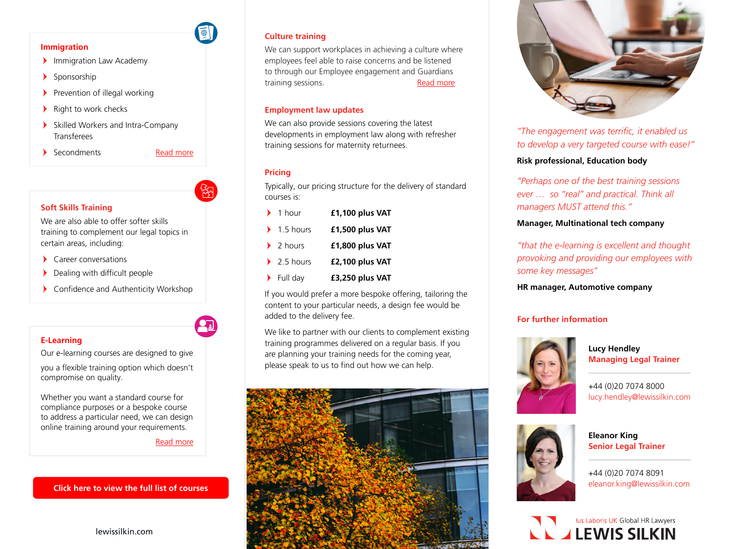## Immigration

- Immigration Law Academy
- Sponsorship
- Prevention of illegal working
- Right to work checks
- Skilled Workers and Intra-Company Transferees
- Secondments

Read more

## Soft Skills Training

We are also able to offer softer skills training to complement our legal topics in certain areas, including:

- Career conversations
- Dealing with difficult people
- Confidence and Authenticity Workshop

## E-Learning

Our e-learning courses are designed to give you a flexible training option which doesn't compromise on quality.

Whether you want a standard course for compliance purposes or a bespoke course to address a particular need, we can design online training around your requirements.

Read more

**Click here to view the full list of courses**

lewissilkin.com

## Culture training

We can support workplaces in achieving a culture where employees feel able to raise concerns and be listened to through our Employee engagement and Guardians training sessions. Read more

## Employment law updates

We can also provide sessions covering the latest developments in employment law along with refresher training sessions for maternity returnees.

## Pricing

Typically, our pricing structure for the delivery of standard courses is:

- 1 hour **£1,100 plus VAT**
- 1.5 hours **£1,500 plus VAT**
- 2 hours **£1,800 plus VAT**
- 2.5 hours **£2,100 plus VAT**
- Full day **£3,250 plus VAT**

If you would prefer a more bespoke offering, tailoring the content to your particular needs, a design fee would be added to the delivery fee.

We like to partner with our clients to complement existing training programmes delivered on a regular basis. If you are planning your training needs for the coming year, please speak to us to find out how we can help.

*"The engagement was terrific, it enabled us to develop a very targeted course with ease!"*

**Risk professional, Education body**

*"Perhaps one of the best training sessions ever … so "real" and practical. Think all managers MUST attend this."*

**Manager, Multinational tech company**

*"that the e-learning is excellent and thought provoking and providing our employees with some key messages"*

**HR manager, Automotive company**

## For further information

**Lucy Hendley**
**Managing Legal Trainer**

+44 (0)20 7074 8000
lucy.hendley@lewissilkin.com

**Eleanor King**
**Senior Legal Trainer**

+44 (0)20 7074 8091
eleanor.king@lewissilkin.com

Ius Laboris UK Global HR Lawyers
**LEWIS SILKIN**